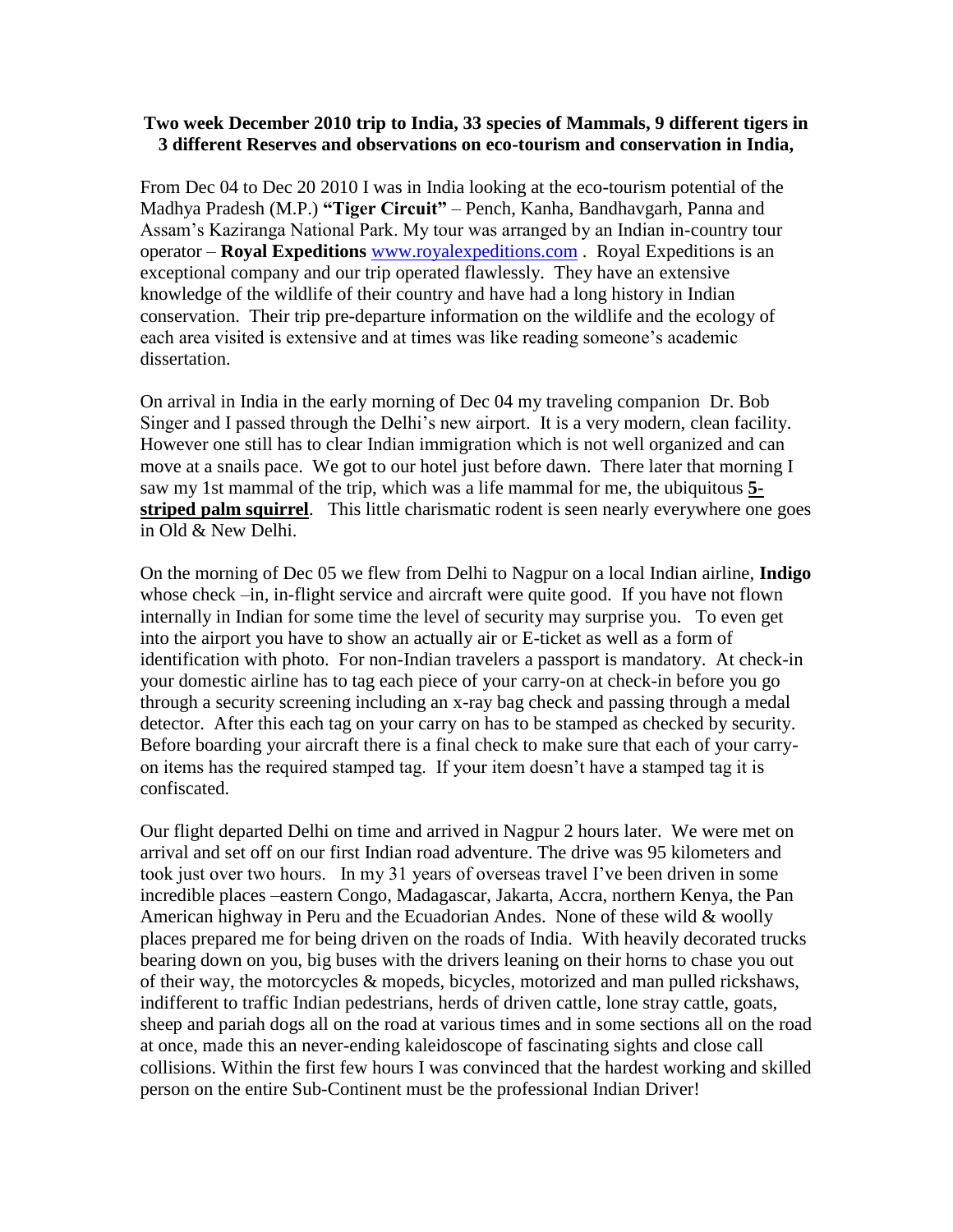# Two week December 2010 trip to India, 33 species of Mammals, 9 different tigers in 3 different Reserves and observations on eco-tourism and conservation in India,

From Dec 04 to Dec 20 2010 I was in India looking at the eco-tourism potential of the Madhya Pradesh (M.P.) **"Tiger Circuit"** – Pench, Kanha, Bandhavgarh, Panna and Assam's Kaziranga National Park. My tour was arranged by an Indian in-country tour operator – **Royal Expeditions** [www.royalexpeditions.com](www.royalexpeditions.com) . Royal Expeditions is an exceptional company and our trip operated flawlessly. They have an extensive knowledge of the wildlife of their country and have had a long history in Indian conservation. Their trip pre-departure information on the wildlife and the ecology of each area visited is extensive and at times was like reading someone's academic dissertation.

On arrival in India in the early morning of Dec 04 my traveling companion Dr. Bob Singer and I passed through the Delhi's new airport. It is a very modern, clean facility. However one still has to clear Indian immigration which is not well organized and can move at a snails pace. We got to our hotel just before dawn. There later that morning I saw my 1st mammal of the trip, which was a life mammal for me, the ubiquitous **5-striped palm squirrel**. This little charismatic rodent is seen nearly everywhere one goes in Old & New Delhi.

On the morning of Dec 05 we flew from Delhi to Nagpur on a local Indian airline, **Indigo** whose check –in, in-flight service and aircraft were quite good. If you have not flown internally in Indian for some time the level of security may surprise you. To even get into the airport you have to show an actually air or E-ticket as well as a form of identification with photo. For non-Indian travelers a passport is mandatory. At check-in your domestic airline has to tag each piece of your carry-on at check-in before you go through a security screening including an x-ray bag check and passing through a medal detector. After this each tag on your carry on has to be stamped as checked by security. Before boarding your aircraft there is a final check to make sure that each of your carry-on items has the required stamped tag. If your item doesn't have a stamped tag it is confiscated.

Our flight departed Delhi on time and arrived in Nagpur 2 hours later. We were met on arrival and set off on our first Indian road adventure. The drive was 95 kilometers and took just over two hours. In my 31 years of overseas travel I've been driven in some incredible places –eastern Congo, Madagascar, Jakarta, Accra, northern Kenya, the Pan American highway in Peru and the Ecuadorian Andes. None of these wild & woolly places prepared me for being driven on the roads of India. With heavily decorated trucks bearing down on you, big buses with the drivers leaning on their horns to chase you out of their way, the motorcycles & mopeds, bicycles, motorized and man pulled rickshaws, indifferent to traffic Indian pedestrians, herds of driven cattle, lone stray cattle, goats, sheep and pariah dogs all on the road at various times and in some sections all on the road at once, made this an never-ending kaleidoscope of fascinating sights and close call collisions. Within the first few hours I was convinced that the hardest working and skilled person on the entire Sub-Continent must be the professional Indian Driver!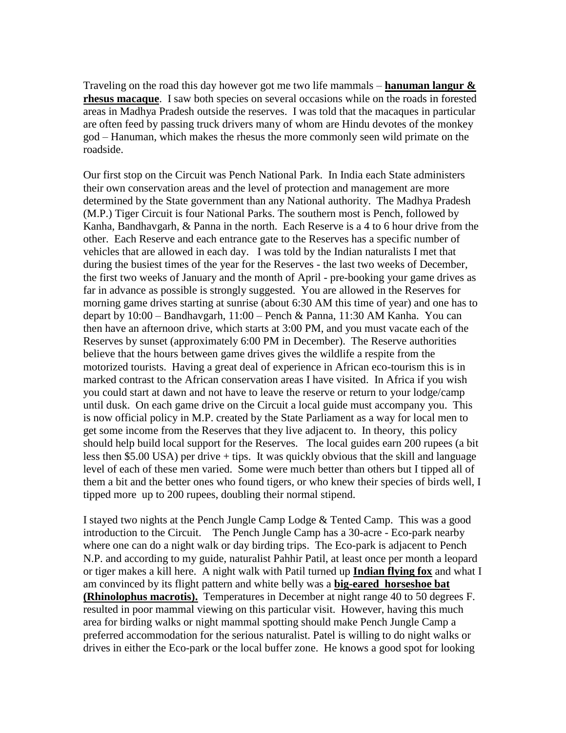Traveling on the road this day however got me two life mammals – **hanuman langur & rhesus macaque**. I saw both species on several occasions while on the roads in forested areas in Madhya Pradesh outside the reserves. I was told that the macaques in particular are often feed by passing truck drivers many of whom are Hindu devotes of the monkey god – Hanuman, which makes the rhesus the more commonly seen wild primate on the roadside.

Our first stop on the Circuit was Pench National Park. In India each State administers their own conservation areas and the level of protection and management are more determined by the State government than any National authority. The Madhya Pradesh (M.P.) Tiger Circuit is four National Parks. The southern most is Pench, followed by Kanha, Bandhavgarh, & Panna in the north. Each Reserve is a 4 to 6 hour drive from the other. Each Reserve and each entrance gate to the Reserves has a specific number of vehicles that are allowed in each day. I was told by the Indian naturalists I met that during the busiest times of the year for the Reserves - the last two weeks of December, the first two weeks of January and the month of April - pre-booking your game drives as far in advance as possible is strongly suggested. You are allowed in the Reserves for morning game drives starting at sunrise (about 6:30 AM this time of year) and one has to depart by 10:00 – Bandhavgarh, 11:00 – Pench & Panna, 11:30 AM Kanha. You can then have an afternoon drive, which starts at 3:00 PM, and you must vacate each of the Reserves by sunset (approximately 6:00 PM in December). The Reserve authorities believe that the hours between game drives gives the wildlife a respite from the motorized tourists. Having a great deal of experience in African eco-tourism this is in marked contrast to the African conservation areas I have visited. In Africa if you wish you could start at dawn and not have to leave the reserve or return to your lodge/camp until dusk. On each game drive on the Circuit a local guide must accompany you. This is now official policy in M.P. created by the State Parliament as a way for local men to get some income from the Reserves that they live adjacent to. In theory, this policy should help build local support for the Reserves. The local guides earn 200 rupees (a bit less then $5.00 USA) per drive + tips. It was quickly obvious that the skill and language level of each of these men varied. Some were much better than others but I tipped all of them a bit and the better ones who found tigers, or who knew their species of birds well, I tipped more up to 200 rupees, doubling their normal stipend.

I stayed two nights at the Pench Jungle Camp Lodge & Tented Camp. This was a good introduction to the Circuit. The Pench Jungle Camp has a 30-acre - Eco-park nearby where one can do a night walk or day birding trips. The Eco-park is adjacent to Pench N.P. and according to my guide, naturalist Pahhir Patil, at least once per month a leopard or tiger makes a kill here. A night walk with Patil turned up **Indian flying fox** and what I am convinced by its flight pattern and white belly was a **big-eared horseshoe bat (Rhinolophus macrotis).** Temperatures in December at night range 40 to 50 degrees F. resulted in poor mammal viewing on this particular visit. However, having this much area for birding walks or night mammal spotting should make Pench Jungle Camp a preferred accommodation for the serious naturalist. Patel is willing to do night walks or drives in either the Eco-park or the local buffer zone. He knows a good spot for looking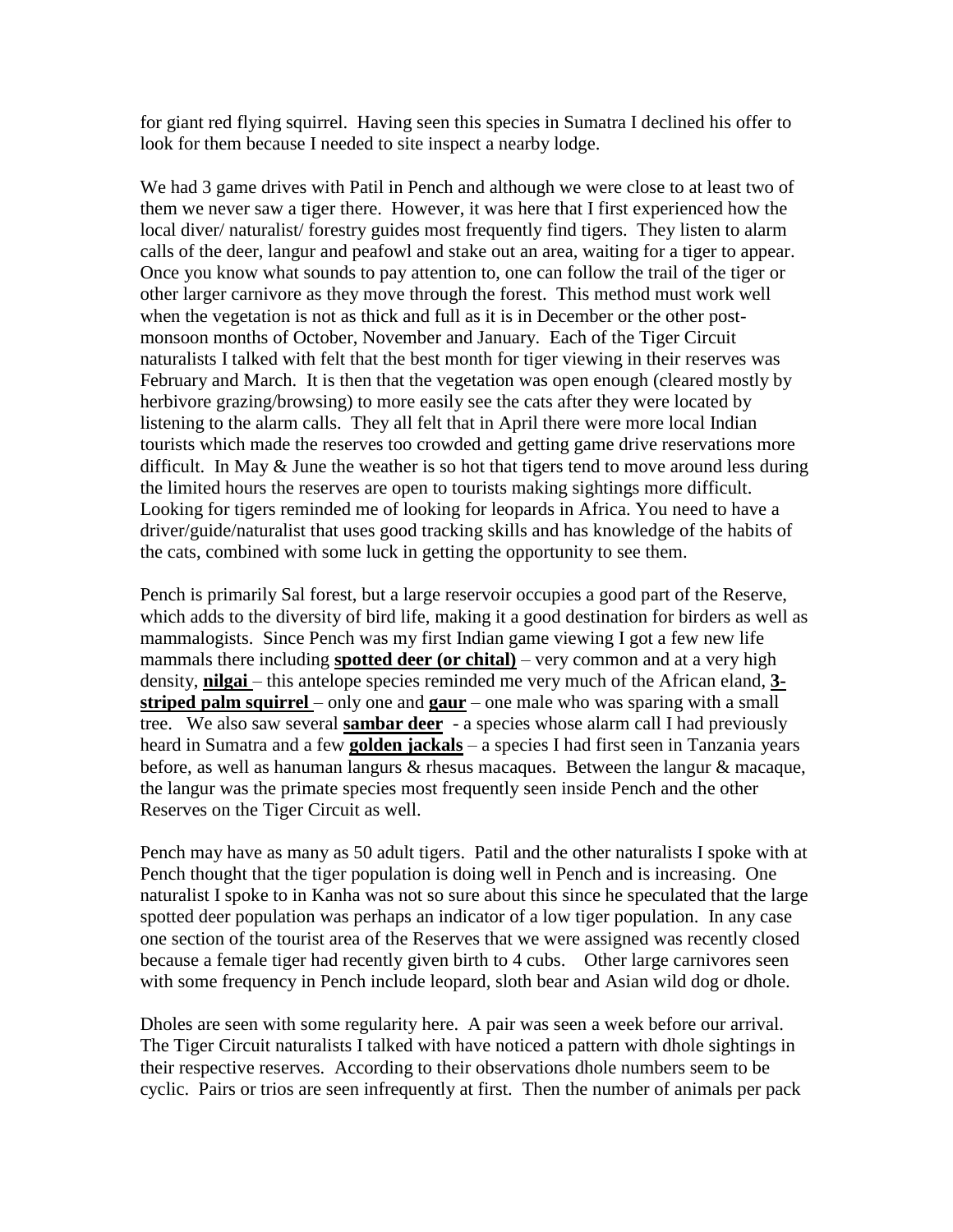for giant red flying squirrel. Having seen this species in Sumatra I declined his offer to look for them because I needed to site inspect a nearby lodge.

We had 3 game drives with Patil in Pench and although we were close to at least two of them we never saw a tiger there. However, it was here that I first experienced how the local diver/ naturalist/ forestry guides most frequently find tigers. They listen to alarm calls of the deer, langur and peafowl and stake out an area, waiting for a tiger to appear. Once you know what sounds to pay attention to, one can follow the trail of the tiger or other larger carnivore as they move through the forest. This method must work well when the vegetation is not as thick and full as it is in December or the other post-monsoon months of October, November and January. Each of the Tiger Circuit naturalists I talked with felt that the best month for tiger viewing in their reserves was February and March. It is then that the vegetation was open enough (cleared mostly by herbivore grazing/browsing) to more easily see the cats after they were located by listening to the alarm calls. They all felt that in April there were more local Indian tourists which made the reserves too crowded and getting game drive reservations more difficult. In May & June the weather is so hot that tigers tend to move around less during the limited hours the reserves are open to tourists making sightings more difficult. Looking for tigers reminded me of looking for leopards in Africa. You need to have a driver/guide/naturalist that uses good tracking skills and has knowledge of the habits of the cats, combined with some luck in getting the opportunity to see them.

Pench is primarily Sal forest, but a large reservoir occupies a good part of the Reserve, which adds to the diversity of bird life, making it a good destination for birders as well as mammalogists. Since Pench was my first Indian game viewing I got a few new life mammals there including **spotted deer (or chital)** – very common and at a very high density, **nilgai** – this antelope species reminded me very much of the African eland, **3-striped palm squirrel** – only one and **gaur** – one male who was sparing with a small tree. We also saw several **sambar deer** - a species whose alarm call I had previously heard in Sumatra and a few **golden jackals** – a species I had first seen in Tanzania years before, as well as hanuman langurs & rhesus macaques. Between the langur & macaque, the langur was the primate species most frequently seen inside Pench and the other Reserves on the Tiger Circuit as well.

Pench may have as many as 50 adult tigers. Patil and the other naturalists I spoke with at Pench thought that the tiger population is doing well in Pench and is increasing. One naturalist I spoke to in Kanha was not so sure about this since he speculated that the large spotted deer population was perhaps an indicator of a low tiger population. In any case one section of the tourist area of the Reserves that we were assigned was recently closed because a female tiger had recently given birth to 4 cubs. Other large carnivores seen with some frequency in Pench include leopard, sloth bear and Asian wild dog or dhole.

Dholes are seen with some regularity here. A pair was seen a week before our arrival. The Tiger Circuit naturalists I talked with have noticed a pattern with dhole sightings in their respective reserves. According to their observations dhole numbers seem to be cyclic. Pairs or trios are seen infrequently at first. Then the number of animals per pack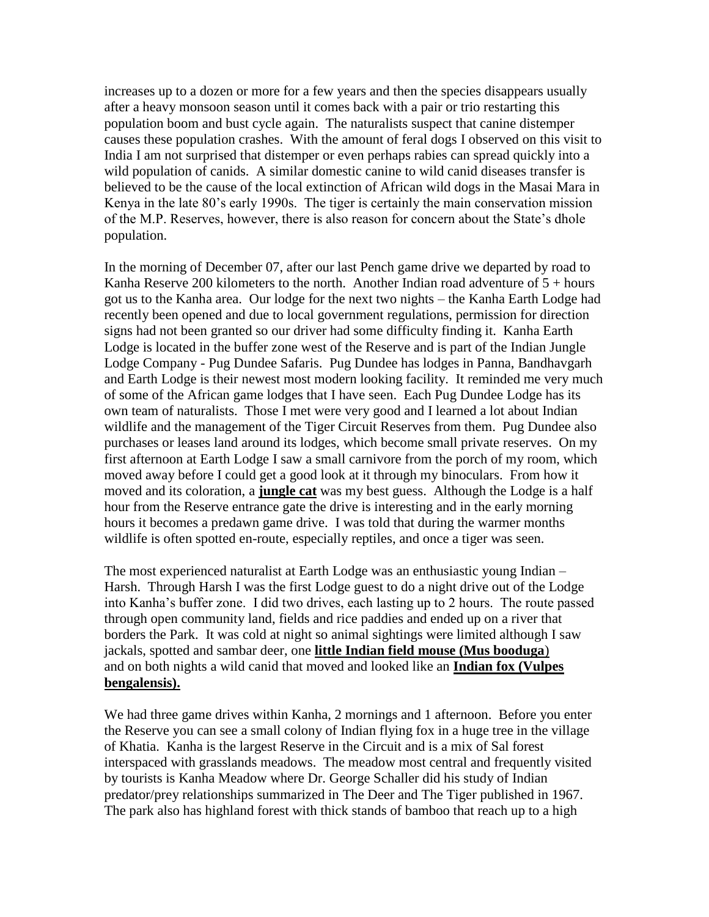increases up to a dozen or more for a few years and then the species disappears usually after a heavy monsoon season until it comes back with a pair or trio restarting this population boom and bust cycle again. The naturalists suspect that canine distemper causes these population crashes. With the amount of feral dogs I observed on this visit to India I am not surprised that distemper or even perhaps rabies can spread quickly into a wild population of canids. A similar domestic canine to wild canid diseases transfer is believed to be the cause of the local extinction of African wild dogs in the Masai Mara in Kenya in the late 80's early 1990s. The tiger is certainly the main conservation mission of the M.P. Reserves, however, there is also reason for concern about the State's dhole population.

In the morning of December 07, after our last Pench game drive we departed by road to Kanha Reserve 200 kilometers to the north. Another Indian road adventure of 5 + hours got us to the Kanha area. Our lodge for the next two nights – the Kanha Earth Lodge had recently been opened and due to local government regulations, permission for direction signs had not been granted so our driver had some difficulty finding it. Kanha Earth Lodge is located in the buffer zone west of the Reserve and is part of the Indian Jungle Lodge Company - Pug Dundee Safaris. Pug Dundee has lodges in Panna, Bandhavgarh and Earth Lodge is their newest most modern looking facility. It reminded me very much of some of the African game lodges that I have seen. Each Pug Dundee Lodge has its own team of naturalists. Those I met were very good and I learned a lot about Indian wildlife and the management of the Tiger Circuit Reserves from them. Pug Dundee also purchases or leases land around its lodges, which become small private reserves. On my first afternoon at Earth Lodge I saw a small carnivore from the porch of my room, which moved away before I could get a good look at it through my binoculars. From how it moved and its coloration, a **jungle cat** was my best guess. Although the Lodge is a half hour from the Reserve entrance gate the drive is interesting and in the early morning hours it becomes a predawn game drive. I was told that during the warmer months wildlife is often spotted en-route, especially reptiles, and once a tiger was seen.

The most experienced naturalist at Earth Lodge was an enthusiastic young Indian – Harsh. Through Harsh I was the first Lodge guest to do a night drive out of the Lodge into Kanha's buffer zone. I did two drives, each lasting up to 2 hours. The route passed through open community land, fields and rice paddies and ended up on a river that borders the Park. It was cold at night so animal sightings were limited although I saw jackals, spotted and sambar deer, one **little Indian field mouse (Mus booduga)** and on both nights a wild canid that moved and looked like an **Indian fox (Vulpes bengalensis).**

We had three game drives within Kanha, 2 mornings and 1 afternoon. Before you enter the Reserve you can see a small colony of Indian flying fox in a huge tree in the village of Khatia. Kanha is the largest Reserve in the Circuit and is a mix of Sal forest interspaced with grasslands meadows. The meadow most central and frequently visited by tourists is Kanha Meadow where Dr. George Schaller did his study of Indian predator/prey relationships summarized in The Deer and The Tiger published in 1967. The park also has highland forest with thick stands of bamboo that reach up to a high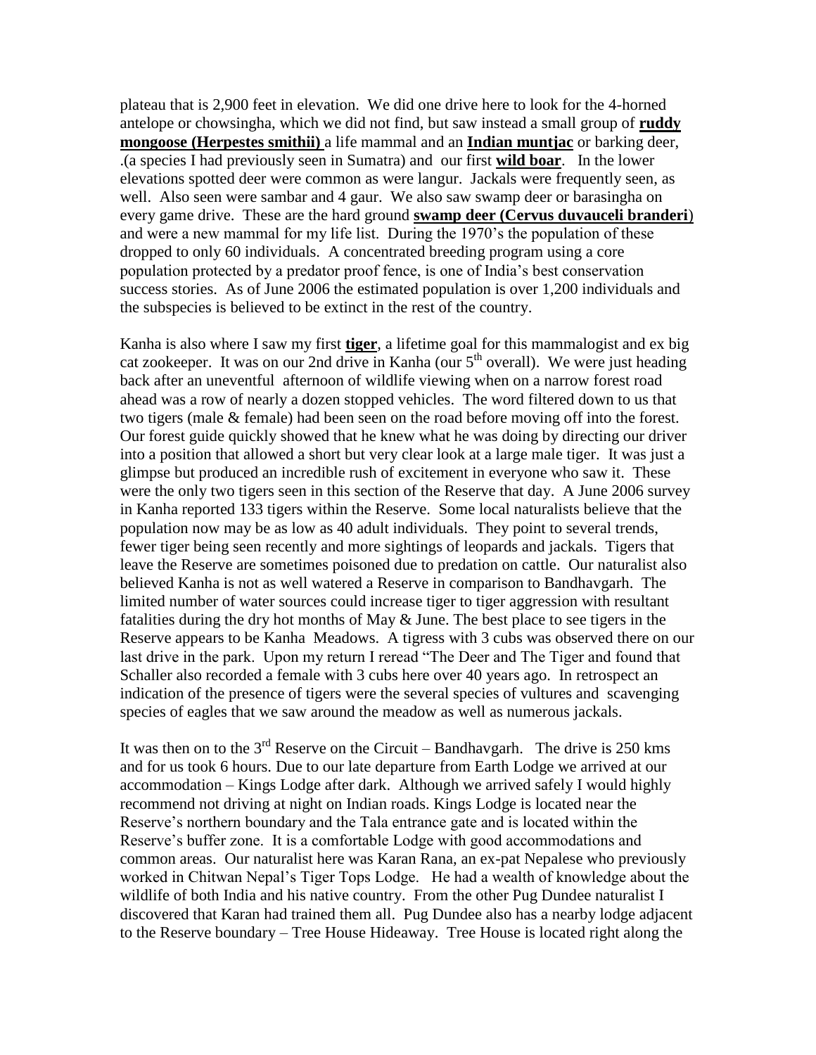plateau that is 2,900 feet in elevation. We did one drive here to look for the 4-horned antelope or chowsingha, which we did not find, but saw instead a small group of **ruddy mongoose (Herpestes smithii)** a life mammal and an **Indian muntjac** or barking deer, .(a species I had previously seen in Sumatra) and our first **wild boar**. In the lower elevations spotted deer were common as were langur. Jackals were frequently seen, as well. Also seen were sambar and 4 gaur. We also saw swamp deer or barasingha on every game drive. These are the hard ground **swamp deer (Cervus duvauceli branderi**) and were a new mammal for my life list. During the 1970's the population of these dropped to only 60 individuals. A concentrated breeding program using a core population protected by a predator proof fence, is one of India's best conservation success stories. As of June 2006 the estimated population is over 1,200 individuals and the subspecies is believed to be extinct in the rest of the country.

Kanha is also where I saw my first **tiger**, a lifetime goal for this mammalogist and ex big cat zookeeper. It was on our 2nd drive in Kanha (our 5th overall). We were just heading back after an uneventful afternoon of wildlife viewing when on a narrow forest road ahead was a row of nearly a dozen stopped vehicles. The word filtered down to us that two tigers (male & female) had been seen on the road before moving off into the forest. Our forest guide quickly showed that he knew what he was doing by directing our driver into a position that allowed a short but very clear look at a large male tiger. It was just a glimpse but produced an incredible rush of excitement in everyone who saw it. These were the only two tigers seen in this section of the Reserve that day. A June 2006 survey in Kanha reported 133 tigers within the Reserve. Some local naturalists believe that the population now may be as low as 40 adult individuals. They point to several trends, fewer tiger being seen recently and more sightings of leopards and jackals. Tigers that leave the Reserve are sometimes poisoned due to predation on cattle. Our naturalist also believed Kanha is not as well watered a Reserve in comparison to Bandhavgarh. The limited number of water sources could increase tiger to tiger aggression with resultant fatalities during the dry hot months of May & June. The best place to see tigers in the Reserve appears to be Kanha Meadows. A tigress with 3 cubs was observed there on our last drive in the park. Upon my return I reread "The Deer and The Tiger and found that Schaller also recorded a female with 3 cubs here over 40 years ago. In retrospect an indication of the presence of tigers were the several species of vultures and scavenging species of eagles that we saw around the meadow as well as numerous jackals.

It was then on to the 3rd Reserve on the Circuit – Bandhavgarh. The drive is 250 kms and for us took 6 hours. Due to our late departure from Earth Lodge we arrived at our accommodation – Kings Lodge after dark. Although we arrived safely I would highly recommend not driving at night on Indian roads. Kings Lodge is located near the Reserve's northern boundary and the Tala entrance gate and is located within the Reserve's buffer zone. It is a comfortable Lodge with good accommodations and common areas. Our naturalist here was Karan Rana, an ex-pat Nepalese who previously worked in Chitwan Nepal's Tiger Tops Lodge. He had a wealth of knowledge about the wildlife of both India and his native country. From the other Pug Dundee naturalist I discovered that Karan had trained them all. Pug Dundee also has a nearby lodge adjacent to the Reserve boundary – Tree House Hideaway. Tree House is located right along the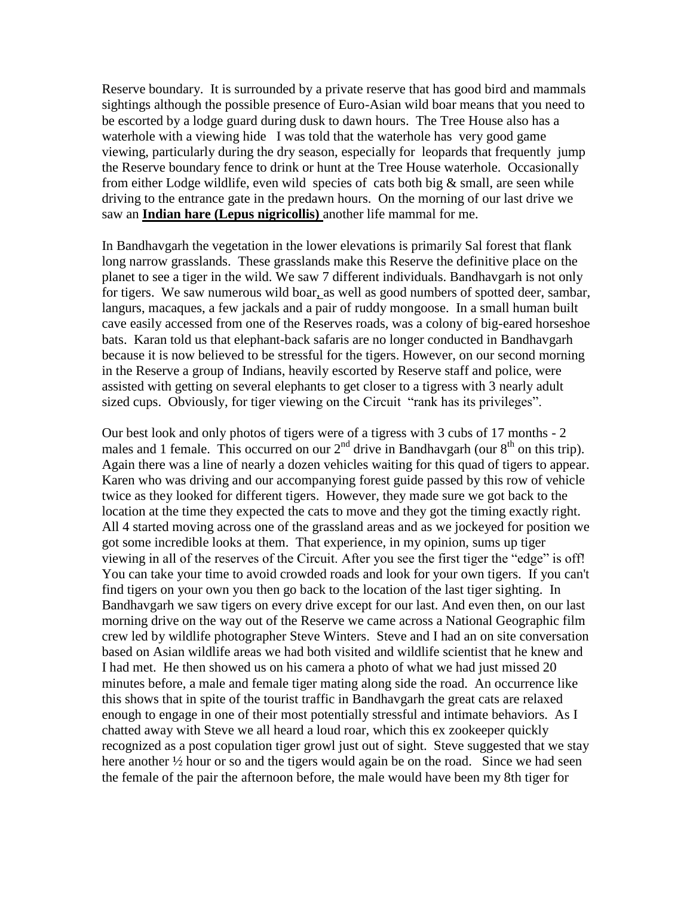Reserve boundary. It is surrounded by a private reserve that has good bird and mammals sightings although the possible presence of Euro-Asian wild boar means that you need to be escorted by a lodge guard during dusk to dawn hours. The Tree House also has a waterhole with a viewing hide I was told that the waterhole has very good game viewing, particularly during the dry season, especially for leopards that frequently jump the Reserve boundary fence to drink or hunt at the Tree House waterhole. Occasionally from either Lodge wildlife, even wild species of cats both big & small, are seen while driving to the entrance gate in the predawn hours. On the morning of our last drive we saw an **Indian hare (Lepus nigricollis)** another life mammal for me.

In Bandhavgarh the vegetation in the lower elevations is primarily Sal forest that flank long narrow grasslands. These grasslands make this Reserve the definitive place on the planet to see a tiger in the wild. We saw 7 different individuals. Bandhavgarh is not only for tigers. We saw numerous wild boar, as well as good numbers of spotted deer, sambar, langurs, macaques, a few jackals and a pair of ruddy mongoose. In a small human built cave easily accessed from one of the Reserves roads, was a colony of big-eared horseshoe bats. Karan told us that elephant-back safaris are no longer conducted in Bandhavgarh because it is now believed to be stressful for the tigers. However, on our second morning in the Reserve a group of Indians, heavily escorted by Reserve staff and police, were assisted with getting on several elephants to get closer to a tigress with 3 nearly adult sized cups. Obviously, for tiger viewing on the Circuit "rank has its privileges".

Our best look and only photos of tigers were of a tigress with 3 cubs of 17 months - 2 males and 1 female. This occurred on our 2nd drive in Bandhavgarh (our 8th on this trip). Again there was a line of nearly a dozen vehicles waiting for this quad of tigers to appear. Karen who was driving and our accompanying forest guide passed by this row of vehicle twice as they looked for different tigers. However, they made sure we got back to the location at the time they expected the cats to move and they got the timing exactly right. All 4 started moving across one of the grassland areas and as we jockeyed for position we got some incredible looks at them. That experience, in my opinion, sums up tiger viewing in all of the reserves of the Circuit. After you see the first tiger the "edge" is off! You can take your time to avoid crowded roads and look for your own tigers. If you can't find tigers on your own you then go back to the location of the last tiger sighting. In Bandhavgarh we saw tigers on every drive except for our last. And even then, on our last morning drive on the way out of the Reserve we came across a National Geographic film crew led by wildlife photographer Steve Winters. Steve and I had an on site conversation based on Asian wildlife areas we had both visited and wildlife scientist that he knew and I had met. He then showed us on his camera a photo of what we had just missed 20 minutes before, a male and female tiger mating along side the road. An occurrence like this shows that in spite of the tourist traffic in Bandhavgarh the great cats are relaxed enough to engage in one of their most potentially stressful and intimate behaviors. As I chatted away with Steve we all heard a loud roar, which this ex zookeeper quickly recognized as a post copulation tiger growl just out of sight. Steve suggested that we stay here another ½ hour or so and the tigers would again be on the road. Since we had seen the female of the pair the afternoon before, the male would have been my 8th tiger for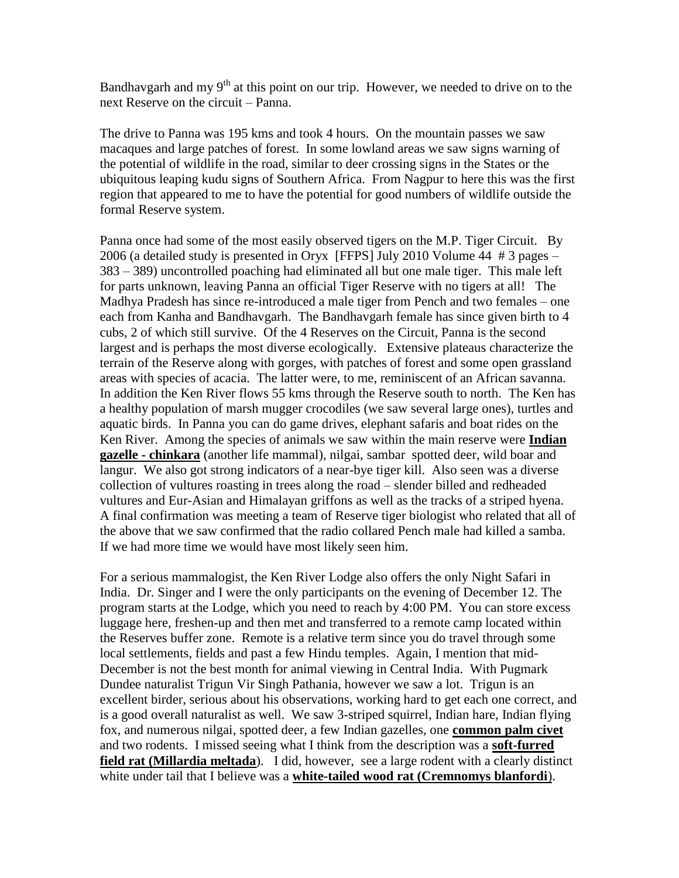Bandhavgarh and my 9th at this point on our trip. However, we needed to drive on to the next Reserve on the circuit – Panna.

The drive to Panna was 195 kms and took 4 hours. On the mountain passes we saw macaques and large patches of forest. In some lowland areas we saw signs warning of the potential of wildlife in the road, similar to deer crossing signs in the States or the ubiquitous leaping kudu signs of Southern Africa. From Nagpur to here this was the first region that appeared to me to have the potential for good numbers of wildlife outside the formal Reserve system.

Panna once had some of the most easily observed tigers on the M.P. Tiger Circuit. By 2006 (a detailed study is presented in Oryx [FFPS] July 2010 Volume 44 # 3 pages – 383 – 389) uncontrolled poaching had eliminated all but one male tiger. This male left for parts unknown, leaving Panna an official Tiger Reserve with no tigers at all! The Madhya Pradesh has since re-introduced a male tiger from Pench and two females – one each from Kanha and Bandhavgarh. The Bandhavgarh female has since given birth to 4 cubs, 2 of which still survive. Of the 4 Reserves on the Circuit, Panna is the second largest and is perhaps the most diverse ecologically. Extensive plateaus characterize the terrain of the Reserve along with gorges, with patches of forest and some open grassland areas with species of acacia. The latter were, to me, reminiscent of an African savanna. In addition the Ken River flows 55 kms through the Reserve south to north. The Ken has a healthy population of marsh mugger crocodiles (we saw several large ones), turtles and aquatic birds. In Panna you can do game drives, elephant safaris and boat rides on the Ken River. Among the species of animals we saw within the main reserve were **Indian gazelle - chinkara** (another life mammal), nilgai, sambar spotted deer, wild boar and langur. We also got strong indicators of a near-bye tiger kill. Also seen was a diverse collection of vultures roasting in trees along the road – slender billed and redheaded vultures and Eur-Asian and Himalayan griffons as well as the tracks of a striped hyena. A final confirmation was meeting a team of Reserve tiger biologist who related that all of the above that we saw confirmed that the radio collared Pench male had killed a samba. If we had more time we would have most likely seen him.

For a serious mammalogist, the Ken River Lodge also offers the only Night Safari in India. Dr. Singer and I were the only participants on the evening of December 12. The program starts at the Lodge, which you need to reach by 4:00 PM. You can store excess luggage here, freshen-up and then met and transferred to a remote camp located within the Reserves buffer zone. Remote is a relative term since you do travel through some local settlements, fields and past a few Hindu temples. Again, I mention that mid-December is not the best month for animal viewing in Central India. With Pugmark Dundee naturalist Trigun Vir Singh Pathania, however we saw a lot. Trigun is an excellent birder, serious about his observations, working hard to get each one correct, and is a good overall naturalist as well. We saw 3-striped squirrel, Indian hare, Indian flying fox, and numerous nilgai, spotted deer, a few Indian gazelles, one **common palm civet** and two rodents. I missed seeing what I think from the description was a **soft-furred field rat (Millardia meltada**). I did, however, see a large rodent with a clearly distinct white under tail that I believe was a **white-tailed wood rat (Cremnomys blanfordi**).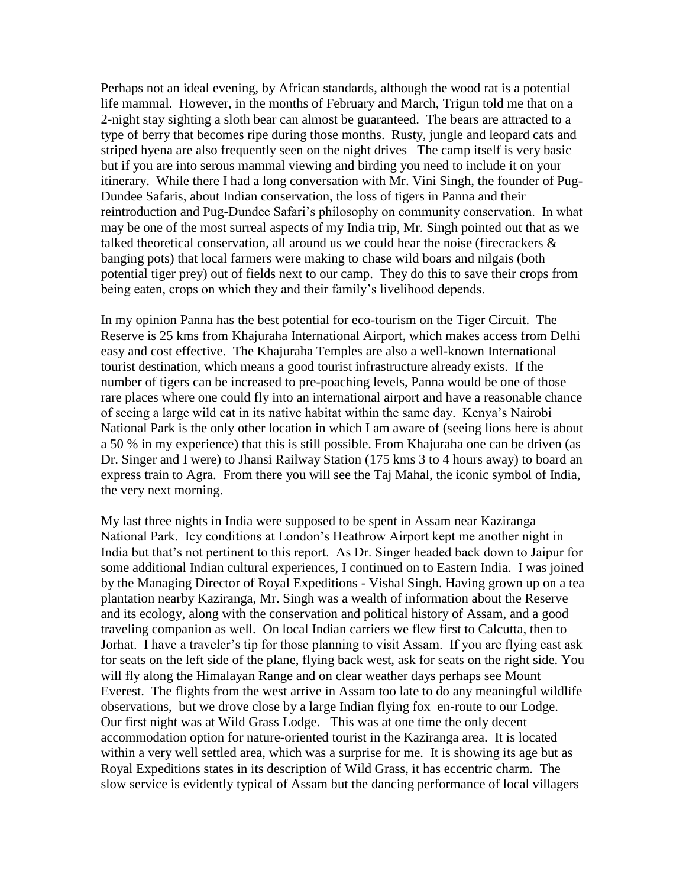Perhaps not an ideal evening, by African standards, although the wood rat is a potential life mammal. However, in the months of February and March, Trigun told me that on a 2-night stay sighting a sloth bear can almost be guaranteed. The bears are attracted to a type of berry that becomes ripe during those months. Rusty, jungle and leopard cats and striped hyena are also frequently seen on the night drives The camp itself is very basic but if you are into serous mammal viewing and birding you need to include it on your itinerary. While there I had a long conversation with Mr. Vini Singh, the founder of Pug-Dundee Safaris, about Indian conservation, the loss of tigers in Panna and their reintroduction and Pug-Dundee Safari's philosophy on community conservation. In what may be one of the most surreal aspects of my India trip, Mr. Singh pointed out that as we talked theoretical conservation, all around us we could hear the noise (firecrackers & banging pots) that local farmers were making to chase wild boars and nilgais (both potential tiger prey) out of fields next to our camp. They do this to save their crops from being eaten, crops on which they and their family's livelihood depends.

In my opinion Panna has the best potential for eco-tourism on the Tiger Circuit. The Reserve is 25 kms from Khajuraha International Airport, which makes access from Delhi easy and cost effective. The Khajuraha Temples are also a well-known International tourist destination, which means a good tourist infrastructure already exists. If the number of tigers can be increased to pre-poaching levels, Panna would be one of those rare places where one could fly into an international airport and have a reasonable chance of seeing a large wild cat in its native habitat within the same day. Kenya's Nairobi National Park is the only other location in which I am aware of (seeing lions here is about a 50 % in my experience) that this is still possible. From Khajuraha one can be driven (as Dr. Singer and I were) to Jhansi Railway Station (175 kms 3 to 4 hours away) to board an express train to Agra. From there you will see the Taj Mahal, the iconic symbol of India, the very next morning.

My last three nights in India were supposed to be spent in Assam near Kaziranga National Park. Icy conditions at London's Heathrow Airport kept me another night in India but that's not pertinent to this report. As Dr. Singer headed back down to Jaipur for some additional Indian cultural experiences, I continued on to Eastern India. I was joined by the Managing Director of Royal Expeditions - Vishal Singh. Having grown up on a tea plantation nearby Kaziranga, Mr. Singh was a wealth of information about the Reserve and its ecology, along with the conservation and political history of Assam, and a good traveling companion as well. On local Indian carriers we flew first to Calcutta, then to Jorhat. I have a traveler's tip for those planning to visit Assam. If you are flying east ask for seats on the left side of the plane, flying back west, ask for seats on the right side. You will fly along the Himalayan Range and on clear weather days perhaps see Mount Everest. The flights from the west arrive in Assam too late to do any meaningful wildlife observations, but we drove close by a large Indian flying fox en-route to our Lodge. Our first night was at Wild Grass Lodge. This was at one time the only decent accommodation option for nature-oriented tourist in the Kaziranga area. It is located within a very well settled area, which was a surprise for me. It is showing its age but as Royal Expeditions states in its description of Wild Grass, it has eccentric charm. The slow service is evidently typical of Assam but the dancing performance of local villagers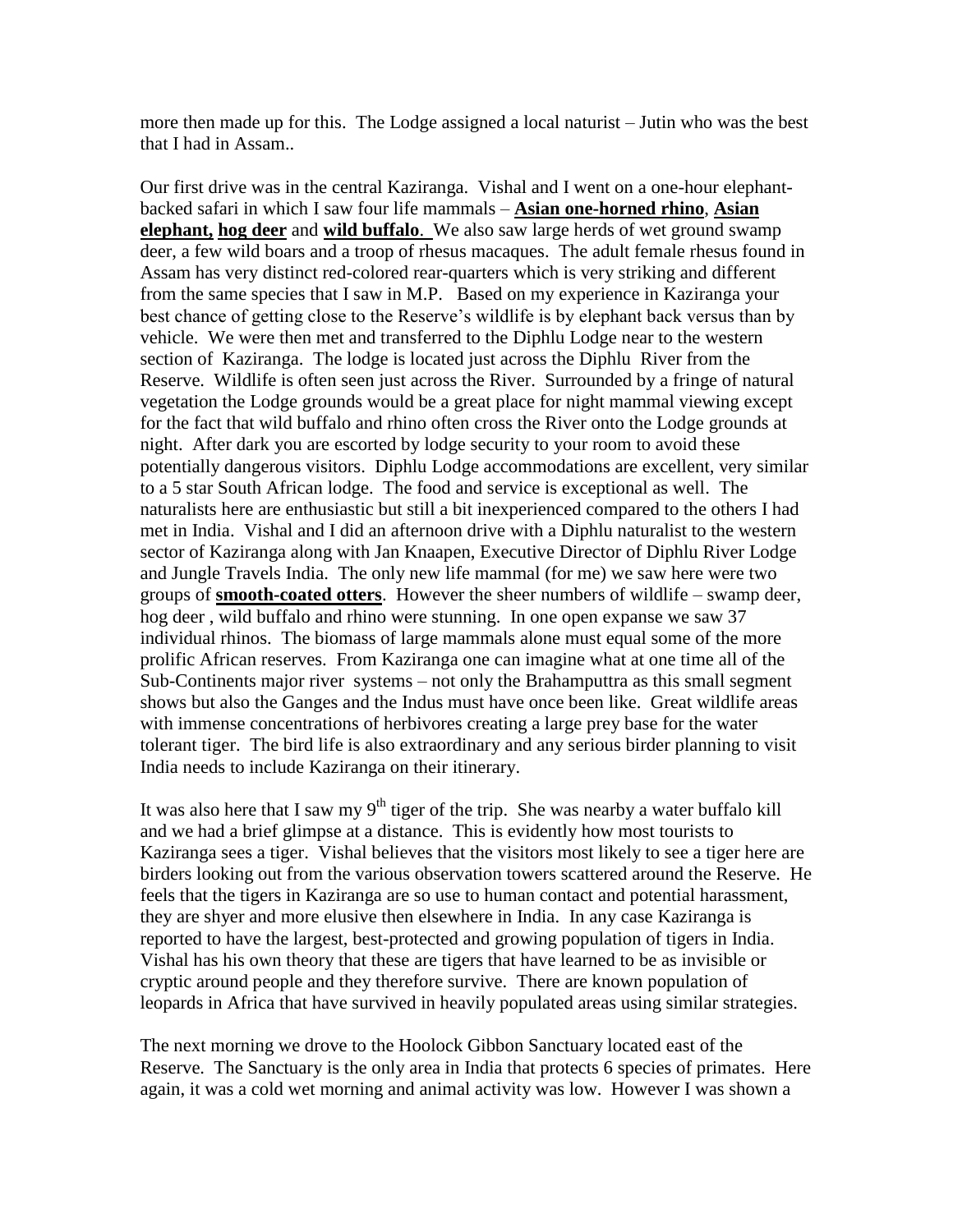more then made up for this. The Lodge assigned a local naturist – Jutin who was the best that I had in Assam..

Our first drive was in the central Kaziranga. Vishal and I went on a one-hour elephant-backed safari in which I saw four life mammals – **Asian one-horned rhino**, **Asian elephant, hog deer** and **wild buffalo**. We also saw large herds of wet ground swamp deer, a few wild boars and a troop of rhesus macaques. The adult female rhesus found in Assam has very distinct red-colored rear-quarters which is very striking and different from the same species that I saw in M.P. Based on my experience in Kaziranga your best chance of getting close to the Reserve's wildlife is by elephant back versus than by vehicle. We were then met and transferred to the Diphlu Lodge near to the western section of Kaziranga. The lodge is located just across the Diphlu River from the Reserve. Wildlife is often seen just across the River. Surrounded by a fringe of natural vegetation the Lodge grounds would be a great place for night mammal viewing except for the fact that wild buffalo and rhino often cross the River onto the Lodge grounds at night. After dark you are escorted by lodge security to your room to avoid these potentially dangerous visitors. Diphlu Lodge accommodations are excellent, very similar to a 5 star South African lodge. The food and service is exceptional as well. The naturalists here are enthusiastic but still a bit inexperienced compared to the others I had met in India. Vishal and I did an afternoon drive with a Diphlu naturalist to the western sector of Kaziranga along with Jan Knaapen, Executive Director of Diphlu River Lodge and Jungle Travels India. The only new life mammal (for me) we saw here were two groups of **smooth-coated otters**. However the sheer numbers of wildlife – swamp deer, hog deer , wild buffalo and rhino were stunning. In one open expanse we saw 37 individual rhinos. The biomass of large mammals alone must equal some of the more prolific African reserves. From Kaziranga one can imagine what at one time all of the Sub-Continents major river systems – not only the Brahamputtra as this small segment shows but also the Ganges and the Indus must have once been like. Great wildlife areas with immense concentrations of herbivores creating a large prey base for the water tolerant tiger. The bird life is also extraordinary and any serious birder planning to visit India needs to include Kaziranga on their itinerary.

It was also here that I saw my 9th tiger of the trip. She was nearby a water buffalo kill and we had a brief glimpse at a distance. This is evidently how most tourists to Kaziranga sees a tiger. Vishal believes that the visitors most likely to see a tiger here are birders looking out from the various observation towers scattered around the Reserve. He feels that the tigers in Kaziranga are so use to human contact and potential harassment, they are shyer and more elusive then elsewhere in India. In any case Kaziranga is reported to have the largest, best-protected and growing population of tigers in India. Vishal has his own theory that these are tigers that have learned to be as invisible or cryptic around people and they therefore survive. There are known population of leopards in Africa that have survived in heavily populated areas using similar strategies.

The next morning we drove to the Hoolock Gibbon Sanctuary located east of the Reserve. The Sanctuary is the only area in India that protects 6 species of primates. Here again, it was a cold wet morning and animal activity was low. However I was shown a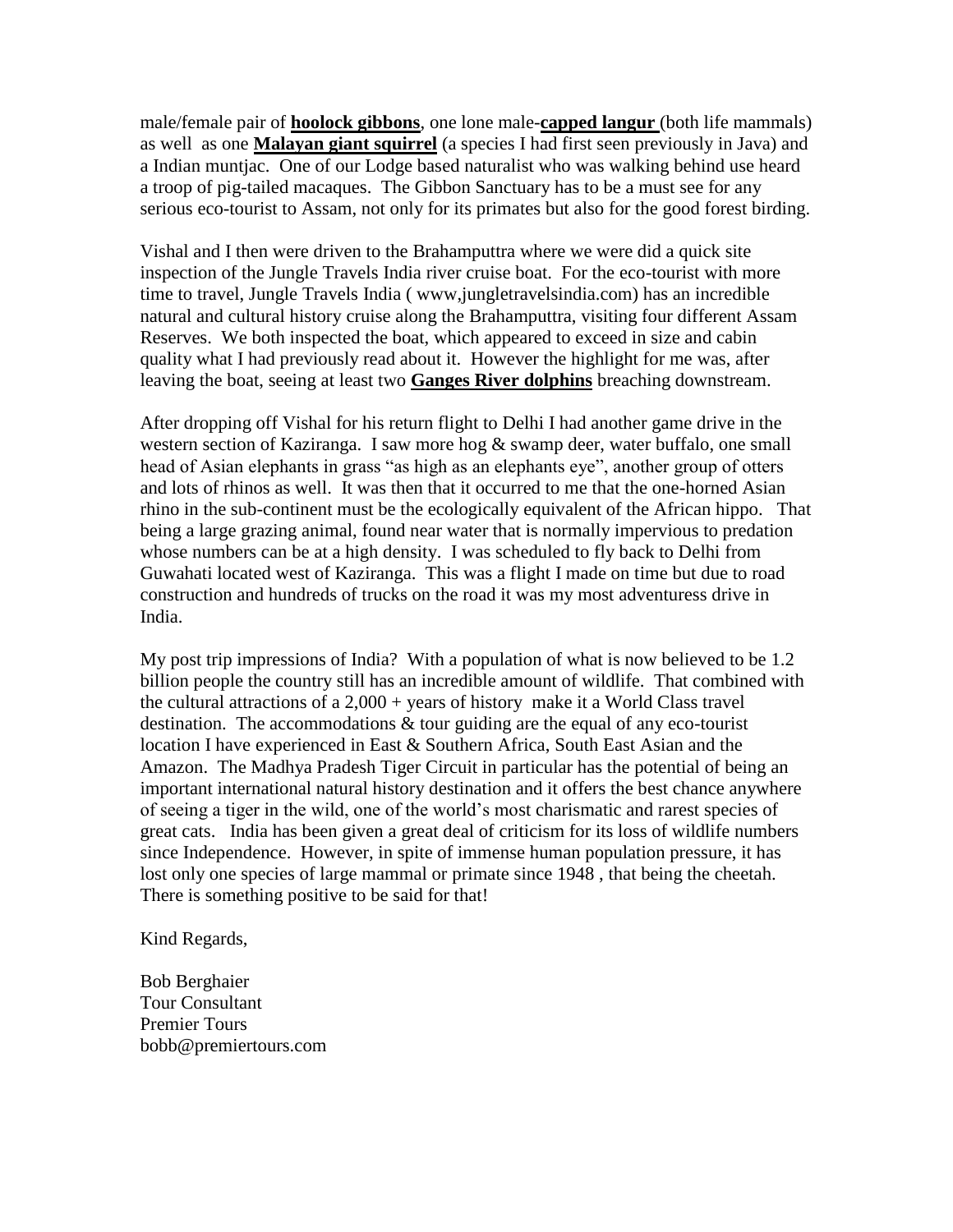male/female pair of **hoolock gibbons**, one lone male-**capped langur** (both life mammals) as well as one **Malayan giant squirrel** (a species I had first seen previously in Java) and a Indian muntjac. One of our Lodge based naturalist who was walking behind use heard a troop of pig-tailed macaques. The Gibbon Sanctuary has to be a must see for any serious eco-tourist to Assam, not only for its primates but also for the good forest birding.

Vishal and I then were driven to the Brahamputtra where we were did a quick site inspection of the Jungle Travels India river cruise boat. For the eco-tourist with more time to travel, Jungle Travels India ( www,jungletravelsindia.com) has an incredible natural and cultural history cruise along the Brahamputtra, visiting four different Assam Reserves. We both inspected the boat, which appeared to exceed in size and cabin quality what I had previously read about it. However the highlight for me was, after leaving the boat, seeing at least two **Ganges River dolphins** breaching downstream.

After dropping off Vishal for his return flight to Delhi I had another game drive in the western section of Kaziranga. I saw more hog & swamp deer, water buffalo, one small head of Asian elephants in grass "as high as an elephants eye", another group of otters and lots of rhinos as well. It was then that it occurred to me that the one-horned Asian rhino in the sub-continent must be the ecologically equivalent of the African hippo. That being a large grazing animal, found near water that is normally impervious to predation whose numbers can be at a high density. I was scheduled to fly back to Delhi from Guwahati located west of Kaziranga. This was a flight I made on time but due to road construction and hundreds of trucks on the road it was my most adventuress drive in India.

My post trip impressions of India? With a population of what is now believed to be 1.2 billion people the country still has an incredible amount of wildlife. That combined with the cultural attractions of a 2,000 + years of history make it a World Class travel destination. The accommodations & tour guiding are the equal of any eco-tourist location I have experienced in East & Southern Africa, South East Asian and the Amazon. The Madhya Pradesh Tiger Circuit in particular has the potential of being an important international natural history destination and it offers the best chance anywhere of seeing a tiger in the wild, one of the world's most charismatic and rarest species of great cats. India has been given a great deal of criticism for its loss of wildlife numbers since Independence. However, in spite of immense human population pressure, it has lost only one species of large mammal or primate since 1948 , that being the cheetah. There is something positive to be said for that!

Kind Regards,

Bob Berghaier
Tour Consultant
Premier Tours
bobb@premiertours.com